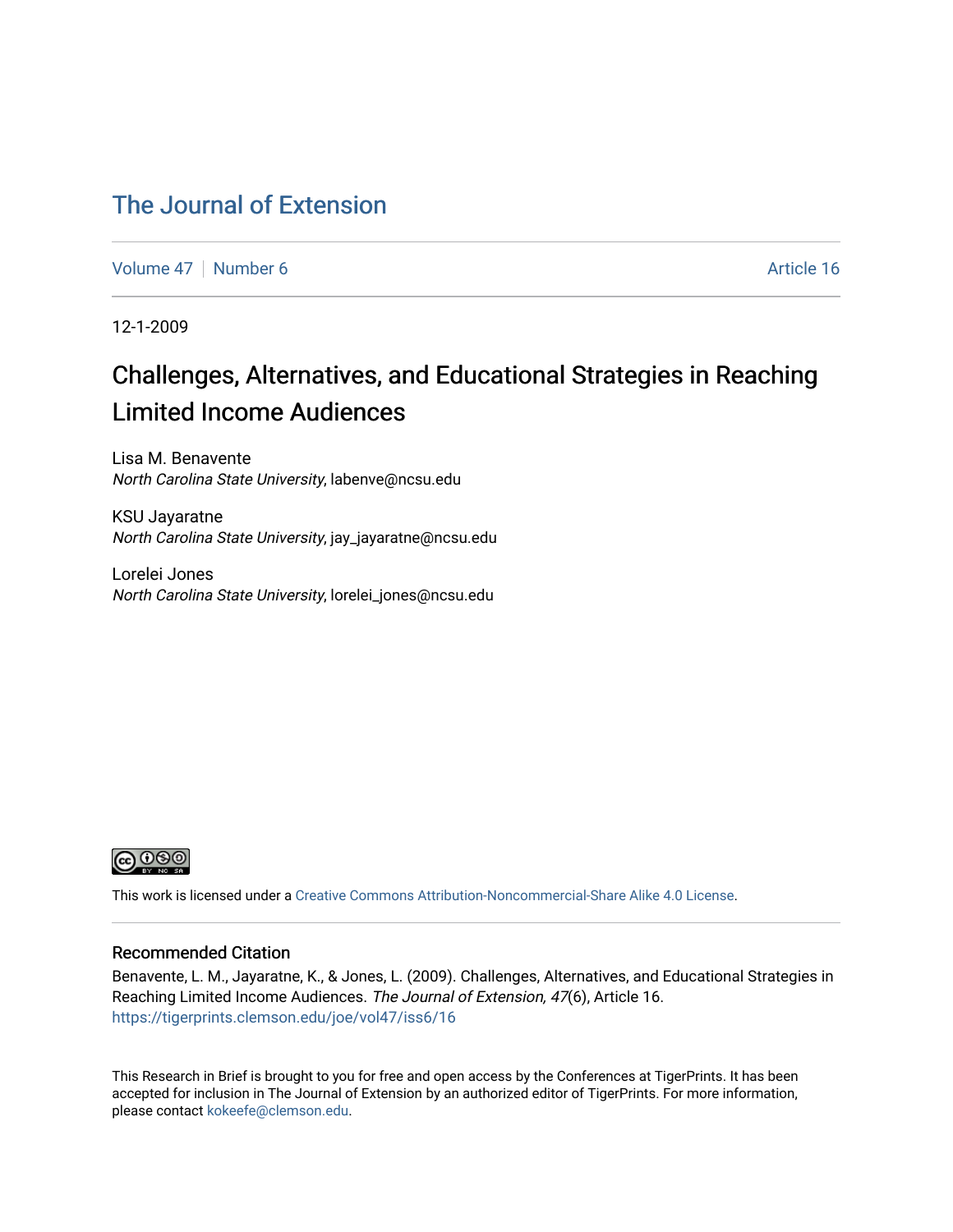# The Journal of Extension

Volume 47 | Number 6 Article 16

12-1-2009

## Challenges, Alternatives, and Educational Strategies in Reaching Limited Income Audiences

Lisa M. Benavente
*North Carolina State University*, labenve@ncsu.edu

KSU Jayaratne
*North Carolina State University*, jay_jayaratne@ncsu.edu

Lorelei Jones
*North Carolina State University*, lorelei_jones@ncsu.edu

This work is licensed under a Creative Commons Attribution-Noncommercial-Share Alike 4.0 License.

### Recommended Citation

Benavente, L. M., Jayaratne, K., & Jones, L. (2009). Challenges, Alternatives, and Educational Strategies in Reaching Limited Income Audiences. *The Journal of Extension, 47*(6), Article 16. https://tigerprints.clemson.edu/joe/vol47/iss6/16

This Research in Brief is brought to you for free and open access by the Conferences at TigerPrints. It has been accepted for inclusion in The Journal of Extension by an authorized editor of TigerPrints. For more information, please contact kokeefe@clemson.edu.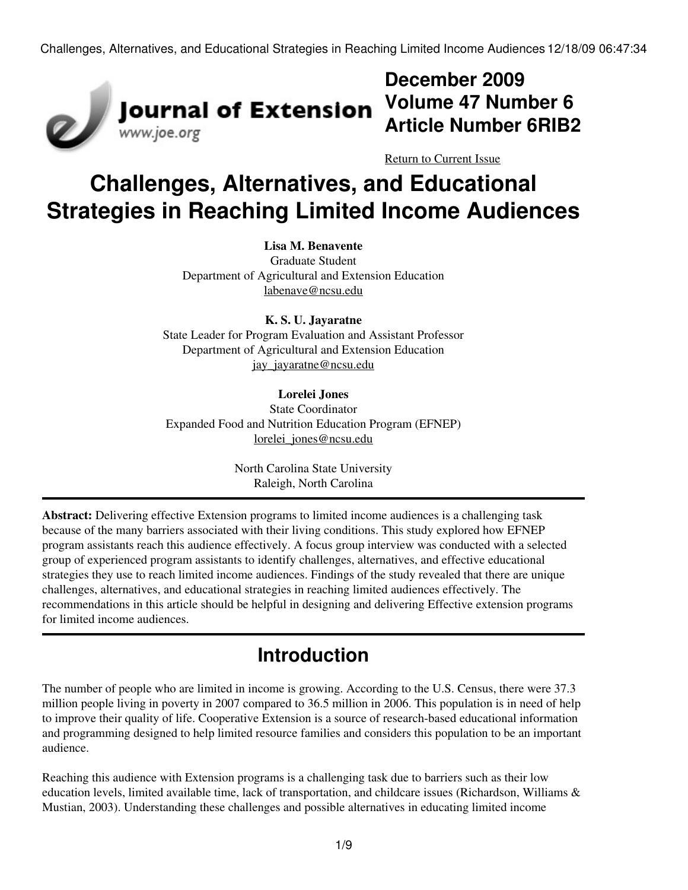December 2009
Volume 47 Number 6
Article Number 6RIB2

Return to Current Issue

# Challenges, Alternatives, and Educational Strategies in Reaching Limited Income Audiences

**Lisa M. Benavente**
Graduate Student
Department of Agricultural and Extension Education
labenave@ncsu.edu

**K. S. U. Jayaratne**
State Leader for Program Evaluation and Assistant Professor
Department of Agricultural and Extension Education
jay_jayaratne@ncsu.edu

**Lorelei Jones**
State Coordinator
Expanded Food and Nutrition Education Program (EFNEP)
lorelei_jones@ncsu.edu

North Carolina State University
Raleigh, North Carolina

**Abstract:** Delivering effective Extension programs to limited income audiences is a challenging task because of the many barriers associated with their living conditions. This study explored how EFNEP program assistants reach this audience effectively. A focus group interview was conducted with a selected group of experienced program assistants to identify challenges, alternatives, and effective educational strategies they use to reach limited income audiences. Findings of the study revealed that there are unique challenges, alternatives, and educational strategies in reaching limited audiences effectively. The recommendations in this article should be helpful in designing and delivering Effective extension programs for limited income audiences.

## Introduction

The number of people who are limited in income is growing. According to the U.S. Census, there were 37.3 million people living in poverty in 2007 compared to 36.5 million in 2006. This population is in need of help to improve their quality of life. Cooperative Extension is a source of research-based educational information and programming designed to help limited resource families and considers this population to be an important audience.

Reaching this audience with Extension programs is a challenging task due to barriers such as their low education levels, limited available time, lack of transportation, and childcare issues (Richardson, Williams & Mustian, 2003). Understanding these challenges and possible alternatives in educating limited income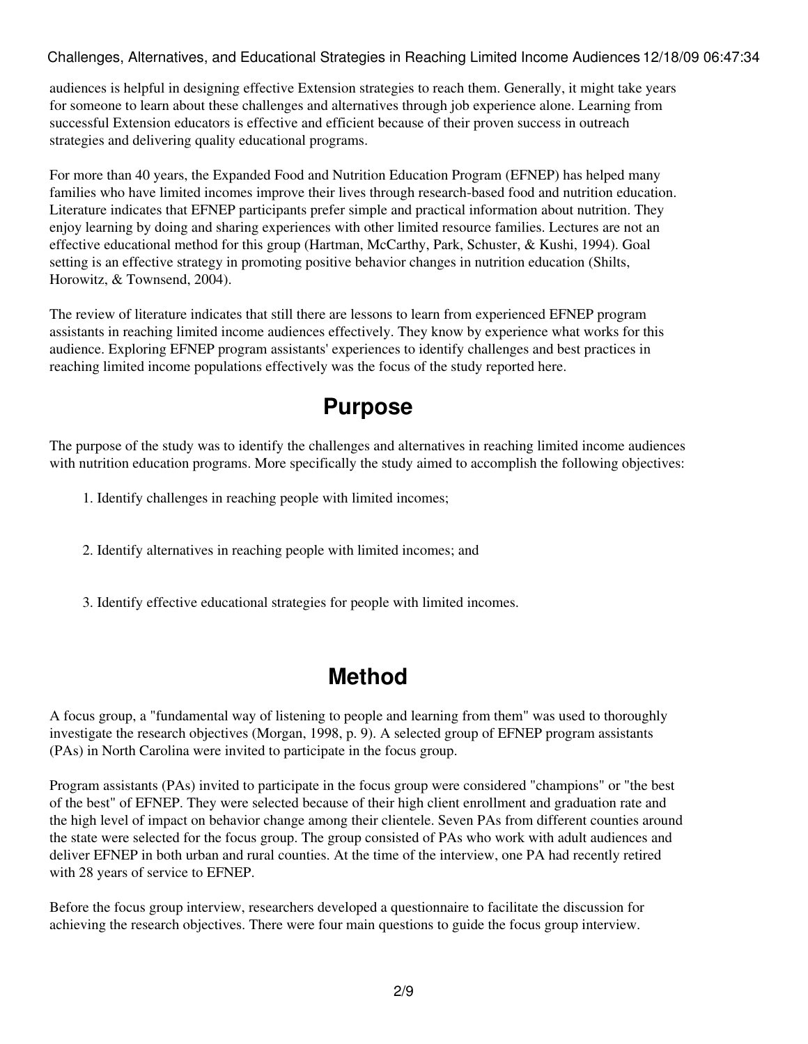audiences is helpful in designing effective Extension strategies to reach them. Generally, it might take years for someone to learn about these challenges and alternatives through job experience alone. Learning from successful Extension educators is effective and efficient because of their proven success in outreach strategies and delivering quality educational programs.

For more than 40 years, the Expanded Food and Nutrition Education Program (EFNEP) has helped many families who have limited incomes improve their lives through research-based food and nutrition education. Literature indicates that EFNEP participants prefer simple and practical information about nutrition. They enjoy learning by doing and sharing experiences with other limited resource families. Lectures are not an effective educational method for this group (Hartman, McCarthy, Park, Schuster, & Kushi, 1994). Goal setting is an effective strategy in promoting positive behavior changes in nutrition education (Shilts, Horowitz, & Townsend, 2004).

The review of literature indicates that still there are lessons to learn from experienced EFNEP program assistants in reaching limited income audiences effectively. They know by experience what works for this audience. Exploring EFNEP program assistants' experiences to identify challenges and best practices in reaching limited income populations effectively was the focus of the study reported here.

## Purpose

The purpose of the study was to identify the challenges and alternatives in reaching limited income audiences with nutrition education programs. More specifically the study aimed to accomplish the following objectives:

1. Identify challenges in reaching people with limited incomes;
2. Identify alternatives in reaching people with limited incomes; and
3. Identify effective educational strategies for people with limited incomes.

## Method

A focus group, a "fundamental way of listening to people and learning from them" was used to thoroughly investigate the research objectives (Morgan, 1998, p. 9). A selected group of EFNEP program assistants (PAs) in North Carolina were invited to participate in the focus group.

Program assistants (PAs) invited to participate in the focus group were considered "champions" or "the best of the best" of EFNEP. They were selected because of their high client enrollment and graduation rate and the high level of impact on behavior change among their clientele. Seven PAs from different counties around the state were selected for the focus group. The group consisted of PAs who work with adult audiences and deliver EFNEP in both urban and rural counties. At the time of the interview, one PA had recently retired with 28 years of service to EFNEP.

Before the focus group interview, researchers developed a questionnaire to facilitate the discussion for achieving the research objectives. There were four main questions to guide the focus group interview.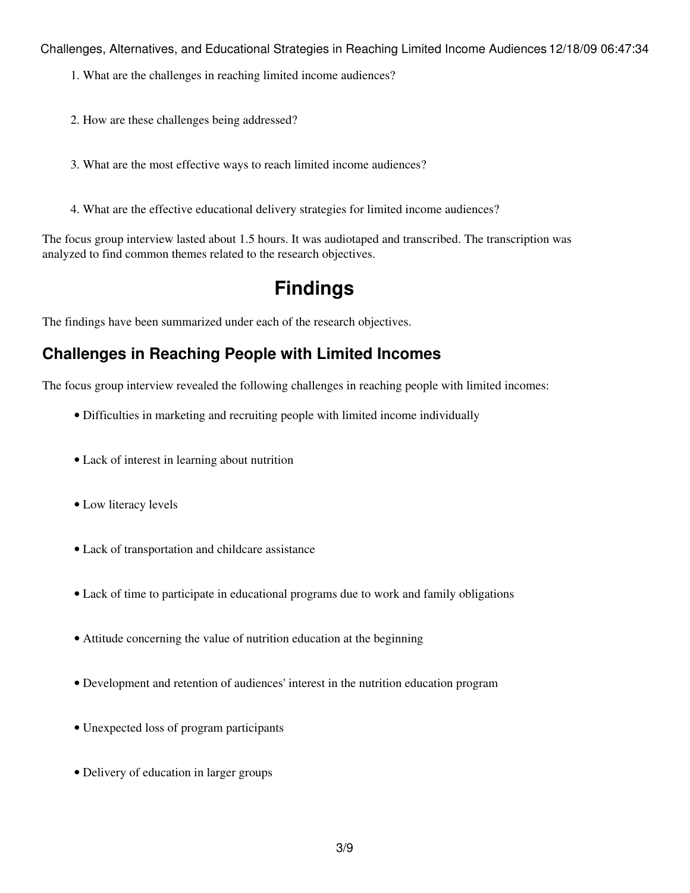1. What are the challenges in reaching limited income audiences?
2. How are these challenges being addressed?
3. What are the most effective ways to reach limited income audiences?
4. What are the effective educational delivery strategies for limited income audiences?

The focus group interview lasted about 1.5 hours. It was audiotaped and transcribed. The transcription was analyzed to find common themes related to the research objectives.

# Findings

The findings have been summarized under each of the research objectives.

## Challenges in Reaching People with Limited Incomes

The focus group interview revealed the following challenges in reaching people with limited incomes:

- Difficulties in marketing and recruiting people with limited income individually
- Lack of interest in learning about nutrition
- Low literacy levels
- Lack of transportation and childcare assistance
- Lack of time to participate in educational programs due to work and family obligations
- Attitude concerning the value of nutrition education at the beginning
- Development and retention of audiences' interest in the nutrition education program
- Unexpected loss of program participants
- Delivery of education in larger groups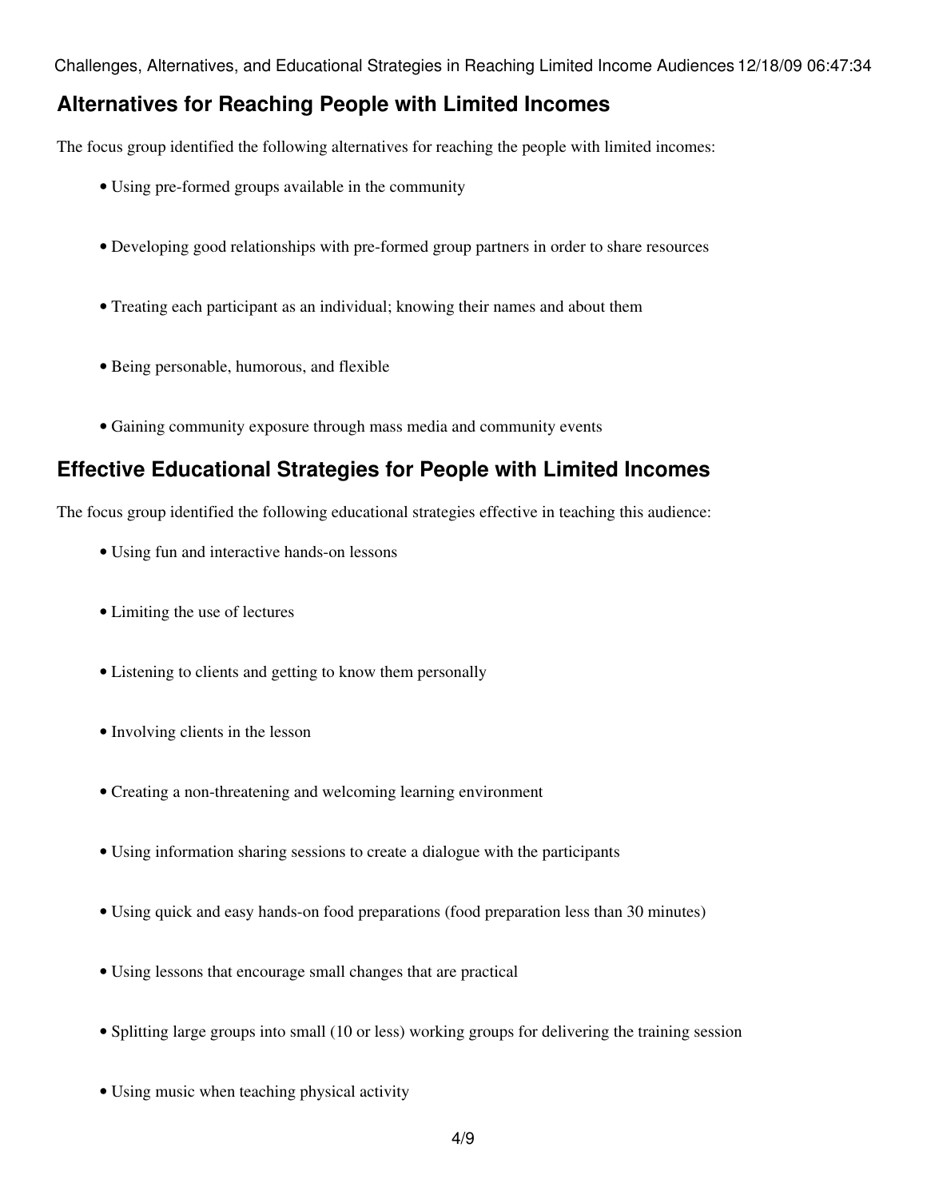## Alternatives for Reaching People with Limited Incomes

The focus group identified the following alternatives for reaching the people with limited incomes:

- Using pre-formed groups available in the community
- Developing good relationships with pre-formed group partners in order to share resources
- Treating each participant as an individual; knowing their names and about them
- Being personable, humorous, and flexible
- Gaining community exposure through mass media and community events

## Effective Educational Strategies for People with Limited Incomes

The focus group identified the following educational strategies effective in teaching this audience:

- Using fun and interactive hands-on lessons
- Limiting the use of lectures
- Listening to clients and getting to know them personally
- Involving clients in the lesson
- Creating a non-threatening and welcoming learning environment
- Using information sharing sessions to create a dialogue with the participants
- Using quick and easy hands-on food preparations (food preparation less than 30 minutes)
- Using lessons that encourage small changes that are practical
- Splitting large groups into small (10 or less) working groups for delivering the training session
- Using music when teaching physical activity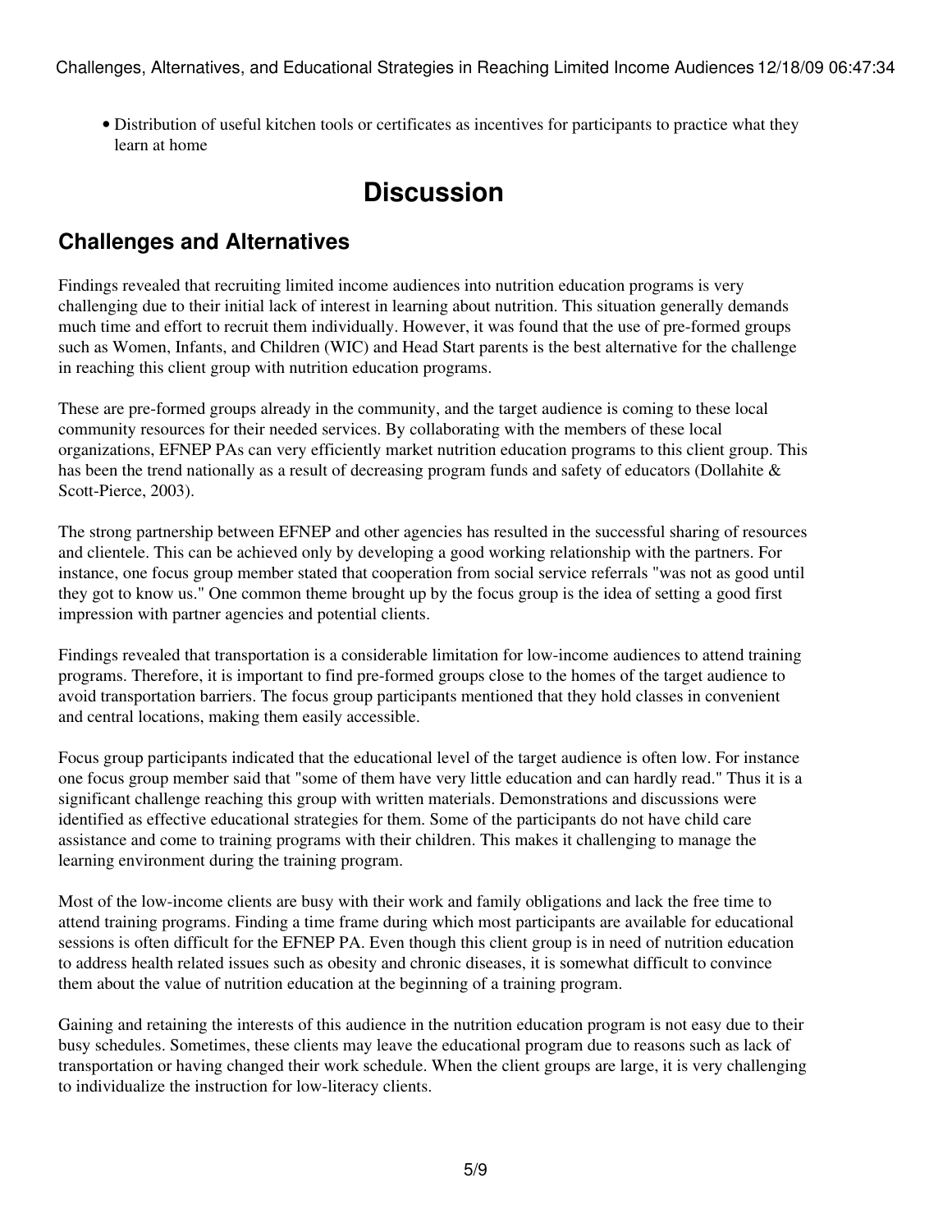- Distribution of useful kitchen tools or certificates as incentives for participants to practice what they learn at home

# Discussion

## Challenges and Alternatives

Findings revealed that recruiting limited income audiences into nutrition education programs is very challenging due to their initial lack of interest in learning about nutrition. This situation generally demands much time and effort to recruit them individually. However, it was found that the use of pre-formed groups such as Women, Infants, and Children (WIC) and Head Start parents is the best alternative for the challenge in reaching this client group with nutrition education programs.

These are pre-formed groups already in the community, and the target audience is coming to these local community resources for their needed services. By collaborating with the members of these local organizations, EFNEP PAs can very efficiently market nutrition education programs to this client group. This has been the trend nationally as a result of decreasing program funds and safety of educators (Dollahite & Scott-Pierce, 2003).

The strong partnership between EFNEP and other agencies has resulted in the successful sharing of resources and clientele. This can be achieved only by developing a good working relationship with the partners. For instance, one focus group member stated that cooperation from social service referrals "was not as good until they got to know us." One common theme brought up by the focus group is the idea of setting a good first impression with partner agencies and potential clients.

Findings revealed that transportation is a considerable limitation for low-income audiences to attend training programs. Therefore, it is important to find pre-formed groups close to the homes of the target audience to avoid transportation barriers. The focus group participants mentioned that they hold classes in convenient and central locations, making them easily accessible.

Focus group participants indicated that the educational level of the target audience is often low. For instance one focus group member said that "some of them have very little education and can hardly read." Thus it is a significant challenge reaching this group with written materials. Demonstrations and discussions were identified as effective educational strategies for them. Some of the participants do not have child care assistance and come to training programs with their children. This makes it challenging to manage the learning environment during the training program.

Most of the low-income clients are busy with their work and family obligations and lack the free time to attend training programs. Finding a time frame during which most participants are available for educational sessions is often difficult for the EFNEP PA. Even though this client group is in need of nutrition education to address health related issues such as obesity and chronic diseases, it is somewhat difficult to convince them about the value of nutrition education at the beginning of a training program.

Gaining and retaining the interests of this audience in the nutrition education program is not easy due to their busy schedules. Sometimes, these clients may leave the educational program due to reasons such as lack of transportation or having changed their work schedule. When the client groups are large, it is very challenging to individualize the instruction for low-literacy clients.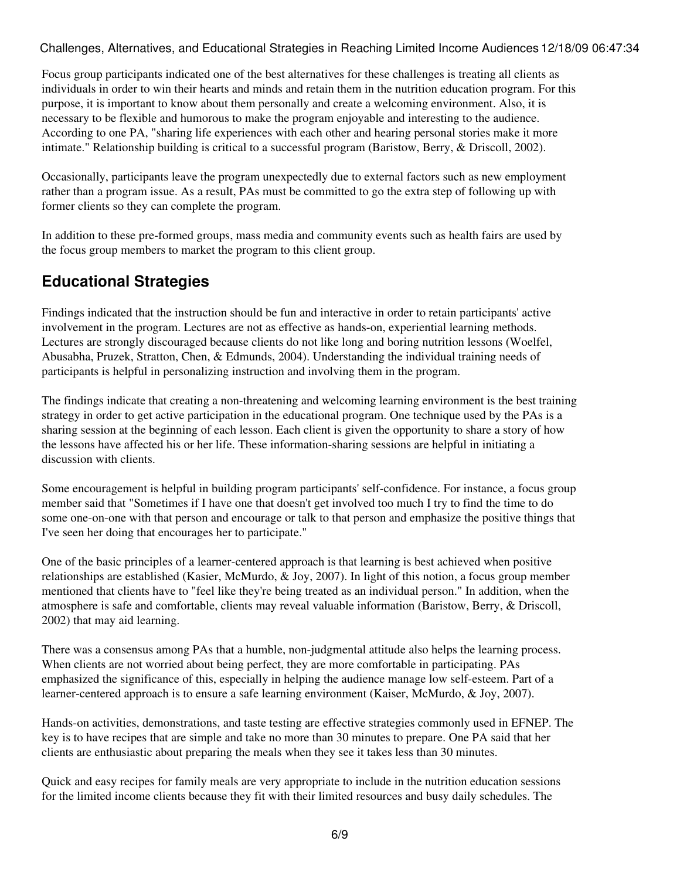Focus group participants indicated one of the best alternatives for these challenges is treating all clients as individuals in order to win their hearts and minds and retain them in the nutrition education program. For this purpose, it is important to know about them personally and create a welcoming environment. Also, it is necessary to be flexible and humorous to make the program enjoyable and interesting to the audience. According to one PA, "sharing life experiences with each other and hearing personal stories make it more intimate." Relationship building is critical to a successful program (Baristow, Berry, & Driscoll, 2002).

Occasionally, participants leave the program unexpectedly due to external factors such as new employment rather than a program issue. As a result, PAs must be committed to go the extra step of following up with former clients so they can complete the program.

In addition to these pre-formed groups, mass media and community events such as health fairs are used by the focus group members to market the program to this client group.

## Educational Strategies

Findings indicated that the instruction should be fun and interactive in order to retain participants' active involvement in the program. Lectures are not as effective as hands-on, experiential learning methods. Lectures are strongly discouraged because clients do not like long and boring nutrition lessons (Woelfel, Abusabha, Pruzek, Stratton, Chen, & Edmunds, 2004). Understanding the individual training needs of participants is helpful in personalizing instruction and involving them in the program.

The findings indicate that creating a non-threatening and welcoming learning environment is the best training strategy in order to get active participation in the educational program. One technique used by the PAs is a sharing session at the beginning of each lesson. Each client is given the opportunity to share a story of how the lessons have affected his or her life. These information-sharing sessions are helpful in initiating a discussion with clients.

Some encouragement is helpful in building program participants' self-confidence. For instance, a focus group member said that "Sometimes if I have one that doesn't get involved too much I try to find the time to do some one-on-one with that person and encourage or talk to that person and emphasize the positive things that I've seen her doing that encourages her to participate."

One of the basic principles of a learner-centered approach is that learning is best achieved when positive relationships are established (Kasier, McMurdo, & Joy, 2007). In light of this notion, a focus group member mentioned that clients have to "feel like they're being treated as an individual person." In addition, when the atmosphere is safe and comfortable, clients may reveal valuable information (Baristow, Berry, & Driscoll, 2002) that may aid learning.

There was a consensus among PAs that a humble, non-judgmental attitude also helps the learning process. When clients are not worried about being perfect, they are more comfortable in participating. PAs emphasized the significance of this, especially in helping the audience manage low self-esteem. Part of a learner-centered approach is to ensure a safe learning environment (Kaiser, McMurdo, & Joy, 2007).

Hands-on activities, demonstrations, and taste testing are effective strategies commonly used in EFNEP. The key is to have recipes that are simple and take no more than 30 minutes to prepare. One PA said that her clients are enthusiastic about preparing the meals when they see it takes less than 30 minutes.

Quick and easy recipes for family meals are very appropriate to include in the nutrition education sessions for the limited income clients because they fit with their limited resources and busy daily schedules. The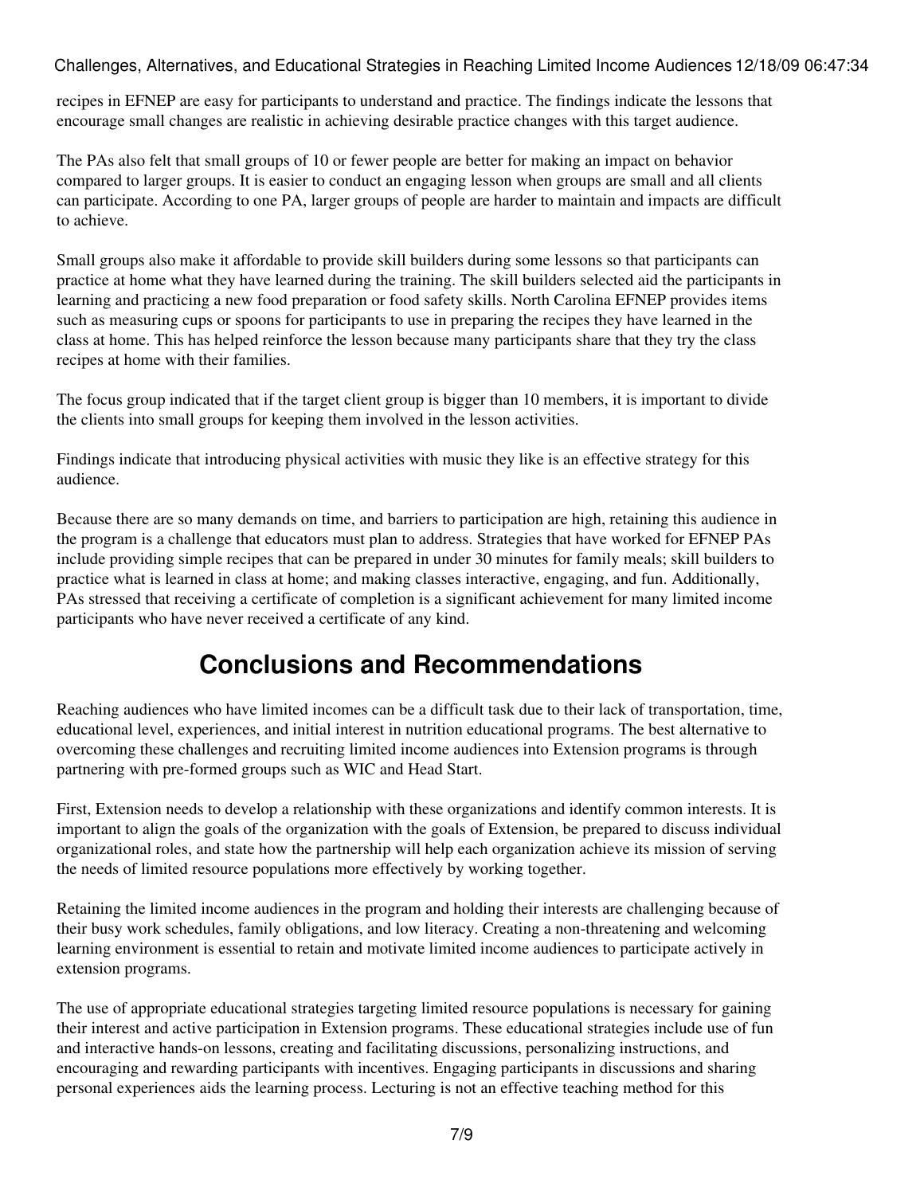recipes in EFNEP are easy for participants to understand and practice. The findings indicate the lessons that encourage small changes are realistic in achieving desirable practice changes with this target audience.

The PAs also felt that small groups of 10 or fewer people are better for making an impact on behavior compared to larger groups. It is easier to conduct an engaging lesson when groups are small and all clients can participate. According to one PA, larger groups of people are harder to maintain and impacts are difficult to achieve.

Small groups also make it affordable to provide skill builders during some lessons so that participants can practice at home what they have learned during the training. The skill builders selected aid the participants in learning and practicing a new food preparation or food safety skills. North Carolina EFNEP provides items such as measuring cups or spoons for participants to use in preparing the recipes they have learned in the class at home. This has helped reinforce the lesson because many participants share that they try the class recipes at home with their families.

The focus group indicated that if the target client group is bigger than 10 members, it is important to divide the clients into small groups for keeping them involved in the lesson activities.

Findings indicate that introducing physical activities with music they like is an effective strategy for this audience.

Because there are so many demands on time, and barriers to participation are high, retaining this audience in the program is a challenge that educators must plan to address. Strategies that have worked for EFNEP PAs include providing simple recipes that can be prepared in under 30 minutes for family meals; skill builders to practice what is learned in class at home; and making classes interactive, engaging, and fun. Additionally, PAs stressed that receiving a certificate of completion is a significant achievement for many limited income participants who have never received a certificate of any kind.

## Conclusions and Recommendations

Reaching audiences who have limited incomes can be a difficult task due to their lack of transportation, time, educational level, experiences, and initial interest in nutrition educational programs. The best alternative to overcoming these challenges and recruiting limited income audiences into Extension programs is through partnering with pre-formed groups such as WIC and Head Start.

First, Extension needs to develop a relationship with these organizations and identify common interests. It is important to align the goals of the organization with the goals of Extension, be prepared to discuss individual organizational roles, and state how the partnership will help each organization achieve its mission of serving the needs of limited resource populations more effectively by working together.

Retaining the limited income audiences in the program and holding their interests are challenging because of their busy work schedules, family obligations, and low literacy. Creating a non-threatening and welcoming learning environment is essential to retain and motivate limited income audiences to participate actively in extension programs.

The use of appropriate educational strategies targeting limited resource populations is necessary for gaining their interest and active participation in Extension programs. These educational strategies include use of fun and interactive hands-on lessons, creating and facilitating discussions, personalizing instructions, and encouraging and rewarding participants with incentives. Engaging participants in discussions and sharing personal experiences aids the learning process. Lecturing is not an effective teaching method for this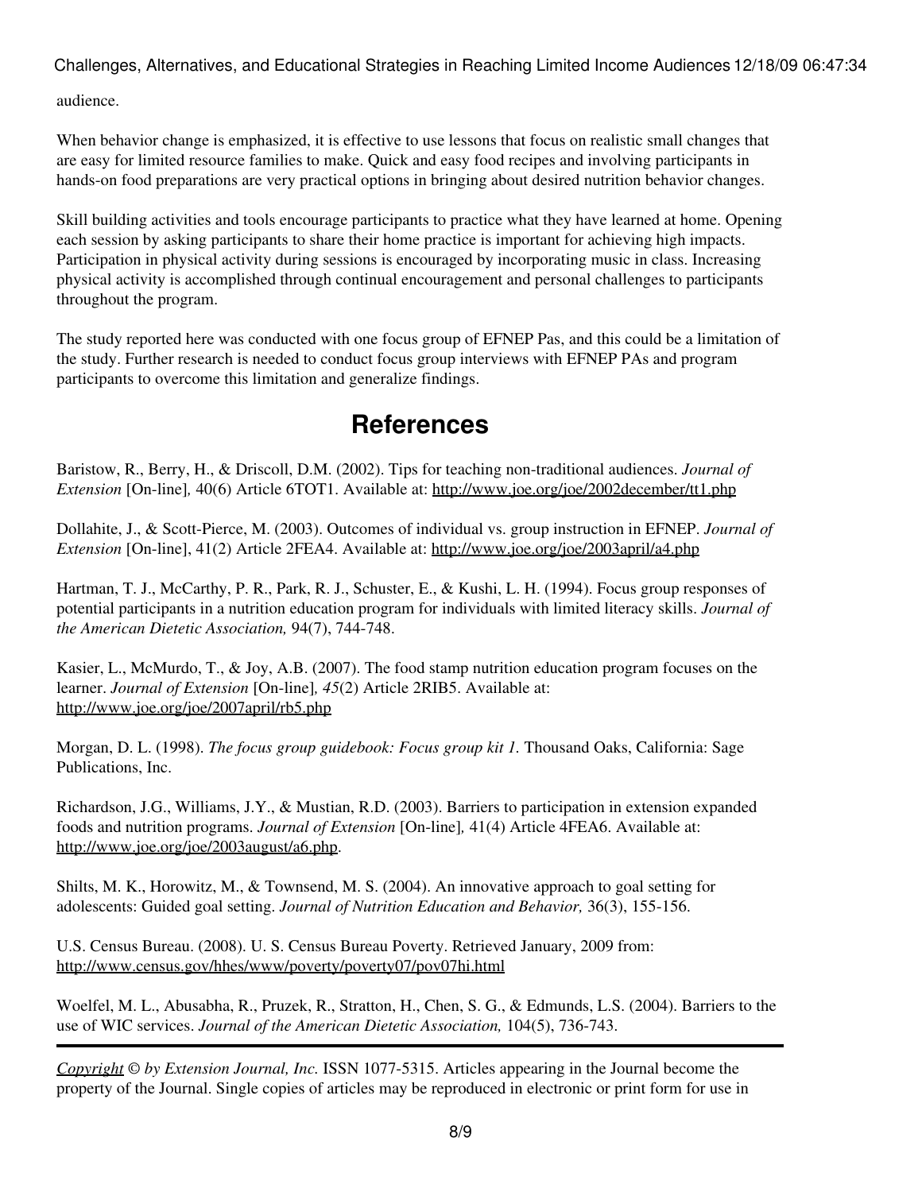audience.

When behavior change is emphasized, it is effective to use lessons that focus on realistic small changes that are easy for limited resource families to make. Quick and easy food recipes and involving participants in hands-on food preparations are very practical options in bringing about desired nutrition behavior changes.

Skill building activities and tools encourage participants to practice what they have learned at home. Opening each session by asking participants to share their home practice is important for achieving high impacts. Participation in physical activity during sessions is encouraged by incorporating music in class. Increasing physical activity is accomplished through continual encouragement and personal challenges to participants throughout the program.

The study reported here was conducted with one focus group of EFNEP Pas, and this could be a limitation of the study. Further research is needed to conduct focus group interviews with EFNEP PAs and program participants to overcome this limitation and generalize findings.

## References

Baristow, R., Berry, H., & Driscoll, D.M. (2002). Tips for teaching non-traditional audiences. *Journal of Extension* [On-line], 40(6) Article 6TOT1. Available at: http://www.joe.org/joe/2002december/tt1.php

Dollahite, J., & Scott-Pierce, M. (2003). Outcomes of individual vs. group instruction in EFNEP. *Journal of Extension* [On-line], 41(2) Article 2FEA4. Available at: http://www.joe.org/joe/2003april/a4.php

Hartman, T. J., McCarthy, P. R., Park, R. J., Schuster, E., & Kushi, L. H. (1994). Focus group responses of potential participants in a nutrition education program for individuals with limited literacy skills. *Journal of the American Dietetic Association,* 94(7), 744-748.

Kasier, L., McMurdo, T., & Joy, A.B. (2007). The food stamp nutrition education program focuses on the learner. *Journal of Extension* [On-line], *45*(2) Article 2RIB5. Available at: http://www.joe.org/joe/2007april/rb5.php

Morgan, D. L. (1998). *The focus group guidebook: Focus group kit 1.* Thousand Oaks, California: Sage Publications, Inc.

Richardson, J.G., Williams, J.Y., & Mustian, R.D. (2003). Barriers to participation in extension expanded foods and nutrition programs. *Journal of Extension* [On-line], 41(4) Article 4FEA6. Available at: http://www.joe.org/joe/2003august/a6.php.

Shilts, M. K., Horowitz, M., & Townsend, M. S. (2004). An innovative approach to goal setting for adolescents: Guided goal setting. *Journal of Nutrition Education and Behavior,* 36(3), 155-156.

U.S. Census Bureau. (2008). U. S. Census Bureau Poverty. Retrieved January, 2009 from: http://www.census.gov/hhes/www/poverty/poverty07/pov07hi.html

Woelfel, M. L., Abusabha, R., Pruzek, R., Stratton, H., Chen, S. G., & Edmunds, L.S. (2004). Barriers to the use of WIC services. *Journal of the American Dietetic Association,* 104(5), 736-743.

---

*Copyright © by Extension Journal, Inc.* ISSN 1077-5315. Articles appearing in the Journal become the property of the Journal. Single copies of articles may be reproduced in electronic or print form for use in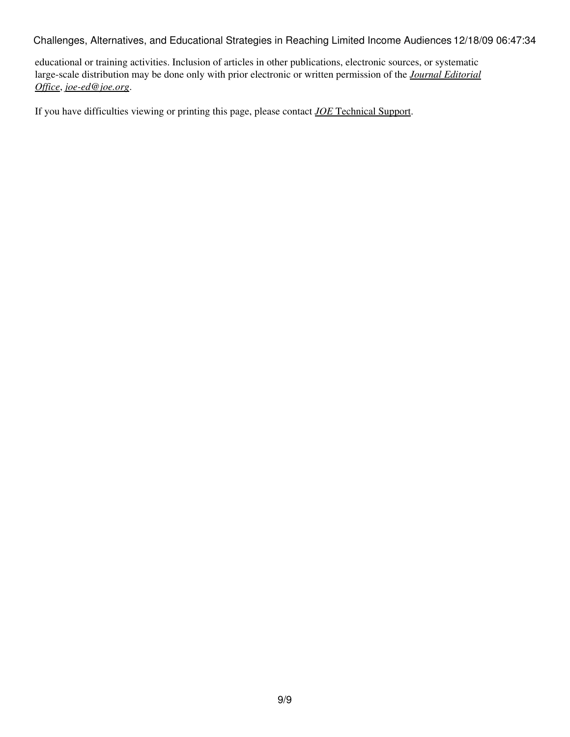educational or training activities. Inclusion of articles in other publications, electronic sources, or systematic large-scale distribution may be done only with prior electronic or written permission of the ***Journal Editorial Office***, *joe-ed@joe.org*.

If you have difficulties viewing or printing this page, please contact *JOE* Technical Support.